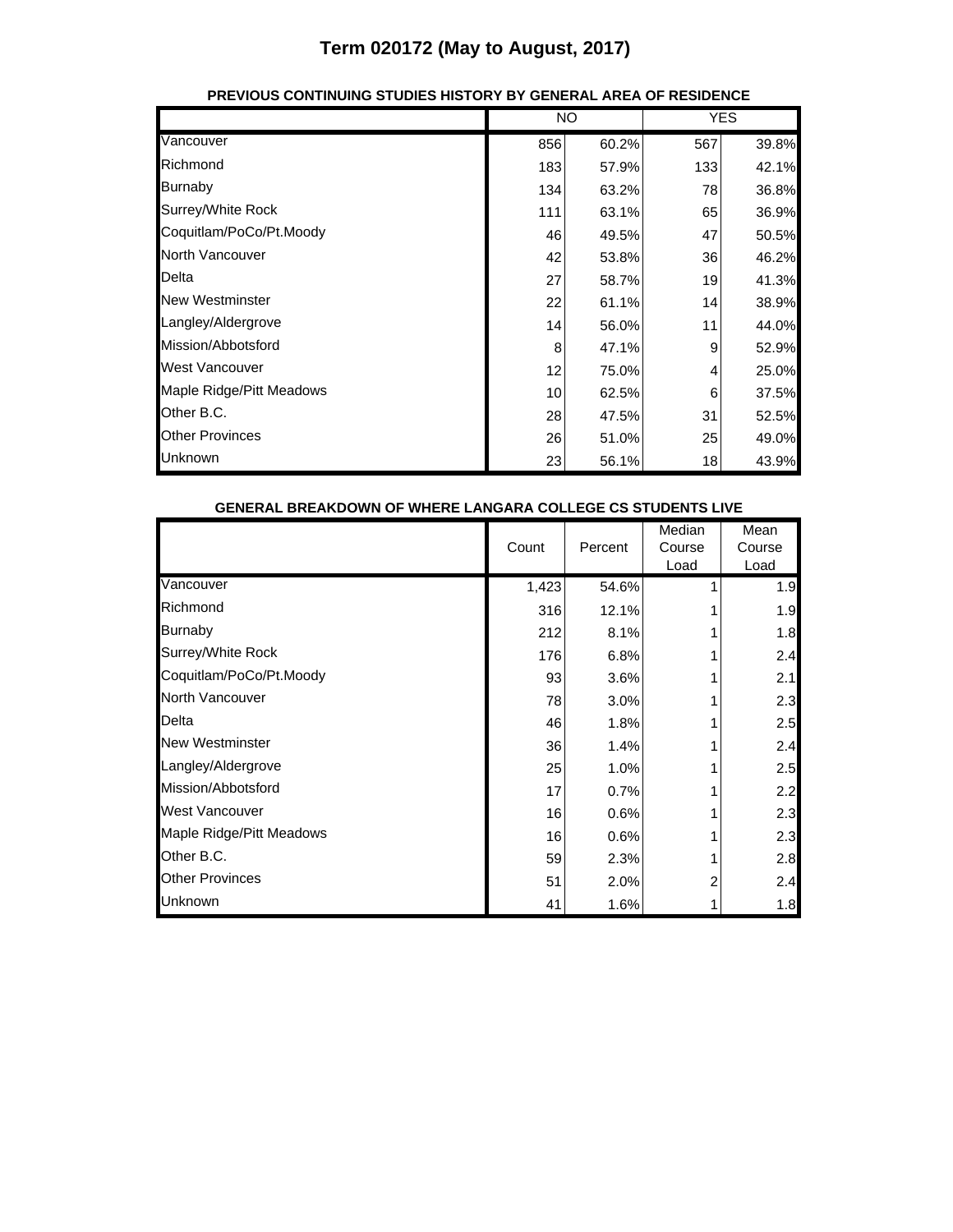# Term 020172 (May to August, 2017)

**PREVIOUS CONTINUING STUDIES HISTORY BY GENERAL AREA OF RESIDENCE**

| | NO | | YES | |
|---|---|---|---|---|
| Vancouver | 856 | 60.2% | 567 | 39.8% |
| Richmond | 183 | 57.9% | 133 | 42.1% |
| Burnaby | 134 | 63.2% | 78 | 36.8% |
| Surrey/White Rock | 111 | 63.1% | 65 | 36.9% |
| Coquitlam/PoCo/Pt.Moody | 46 | 49.5% | 47 | 50.5% |
| North Vancouver | 42 | 53.8% | 36 | 46.2% |
| Delta | 27 | 58.7% | 19 | 41.3% |
| New Westminster | 22 | 61.1% | 14 | 38.9% |
| Langley/Aldergrove | 14 | 56.0% | 11 | 44.0% |
| Mission/Abbotsford | 8 | 47.1% | 9 | 52.9% |
| West Vancouver | 12 | 75.0% | 4 | 25.0% |
| Maple Ridge/Pitt Meadows | 10 | 62.5% | 6 | 37.5% |
| Other B.C. | 28 | 47.5% | 31 | 52.5% |
| Other Provinces | 26 | 51.0% | 25 | 49.0% |
| Unknown | 23 | 56.1% | 18 | 43.9% |

**GENERAL BREAKDOWN OF WHERE LANGARA COLLEGE CS STUDENTS LIVE**

| | Count | Percent | Median Course Load | Mean Course Load |
|---|---|---|---|---|
| Vancouver | 1,423 | 54.6% | 1 | 1.9 |
| Richmond | 316 | 12.1% | 1 | 1.9 |
| Burnaby | 212 | 8.1% | 1 | 1.8 |
| Surrey/White Rock | 176 | 6.8% | 1 | 2.4 |
| Coquitlam/PoCo/Pt.Moody | 93 | 3.6% | 1 | 2.1 |
| North Vancouver | 78 | 3.0% | 1 | 2.3 |
| Delta | 46 | 1.8% | 1 | 2.5 |
| New Westminster | 36 | 1.4% | 1 | 2.4 |
| Langley/Aldergrove | 25 | 1.0% | 1 | 2.5 |
| Mission/Abbotsford | 17 | 0.7% | 1 | 2.2 |
| West Vancouver | 16 | 0.6% | 1 | 2.3 |
| Maple Ridge/Pitt Meadows | 16 | 0.6% | 1 | 2.3 |
| Other B.C. | 59 | 2.3% | 1 | 2.8 |
| Other Provinces | 51 | 2.0% | 2 | 2.4 |
| Unknown | 41 | 1.6% | 1 | 1.8 |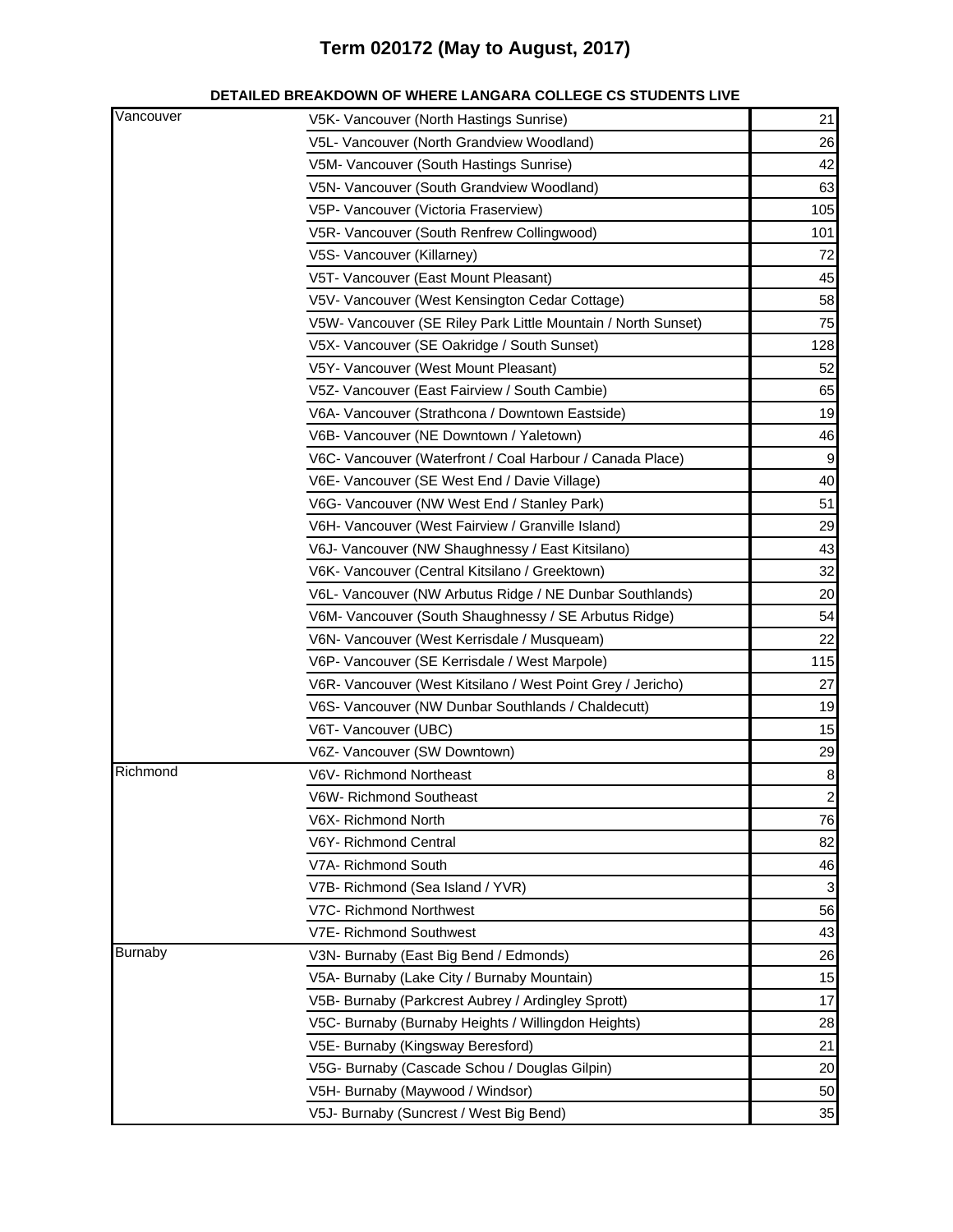# Term 020172 (May to August, 2017)

**DETAILED BREAKDOWN OF WHERE LANGARA COLLEGE CS STUDENTS LIVE**

| | | |
|---|---|---|
| Vancouver | V5K- Vancouver (North Hastings Sunrise) | 21 |
| | V5L- Vancouver (North Grandview Woodland) | 26 |
| | V5M- Vancouver (South Hastings Sunrise) | 42 |
| | V5N- Vancouver (South Grandview Woodland) | 63 |
| | V5P- Vancouver (Victoria Fraserview) | 105 |
| | V5R- Vancouver (South Renfrew Collingwood) | 101 |
| | V5S- Vancouver (Killarney) | 72 |
| | V5T- Vancouver (East Mount Pleasant) | 45 |
| | V5V- Vancouver (West Kensington Cedar Cottage) | 58 |
| | V5W- Vancouver (SE Riley Park Little Mountain / North Sunset) | 75 |
| | V5X- Vancouver (SE Oakridge / South Sunset) | 128 |
| | V5Y- Vancouver (West Mount Pleasant) | 52 |
| | V5Z- Vancouver (East Fairview / South Cambie) | 65 |
| | V6A- Vancouver (Strathcona / Downtown Eastside) | 19 |
| | V6B- Vancouver (NE Downtown / Yaletown) | 46 |
| | V6C- Vancouver (Waterfront / Coal Harbour / Canada Place) | 9 |
| | V6E- Vancouver (SE West End / Davie Village) | 40 |
| | V6G- Vancouver (NW West End / Stanley Park) | 51 |
| | V6H- Vancouver (West Fairview / Granville Island) | 29 |
| | V6J- Vancouver (NW Shaughnessy / East Kitsilano) | 43 |
| | V6K- Vancouver (Central Kitsilano / Greektown) | 32 |
| | V6L- Vancouver (NW Arbutus Ridge / NE Dunbar Southlands) | 20 |
| | V6M- Vancouver (South Shaughnessy / SE Arbutus Ridge) | 54 |
| | V6N- Vancouver (West Kerrisdale / Musqueam) | 22 |
| | V6P- Vancouver (SE Kerrisdale / West Marpole) | 115 |
| | V6R- Vancouver (West Kitsilano / West Point Grey / Jericho) | 27 |
| | V6S- Vancouver (NW Dunbar Southlands / Chaldecutt) | 19 |
| | V6T- Vancouver (UBC) | 15 |
| | V6Z- Vancouver (SW Downtown) | 29 |
| Richmond | V6V- Richmond Northeast | 8 |
| | V6W- Richmond Southeast | 2 |
| | V6X- Richmond North | 76 |
| | V6Y- Richmond Central | 82 |
| | V7A- Richmond South | 46 |
| | V7B- Richmond (Sea Island / YVR) | 3 |
| | V7C- Richmond Northwest | 56 |
| | V7E- Richmond Southwest | 43 |
| Burnaby | V3N- Burnaby (East Big Bend / Edmonds) | 26 |
| | V5A- Burnaby (Lake City / Burnaby Mountain) | 15 |
| | V5B- Burnaby (Parkcrest Aubrey / Ardingley Sprott) | 17 |
| | V5C- Burnaby (Burnaby Heights / Willingdon Heights) | 28 |
| | V5E- Burnaby (Kingsway Beresford) | 21 |
| | V5G- Burnaby (Cascade Schou / Douglas Gilpin) | 20 |
| | V5H- Burnaby (Maywood / Windsor) | 50 |
| | V5J- Burnaby (Suncrest / West Big Bend) | 35 |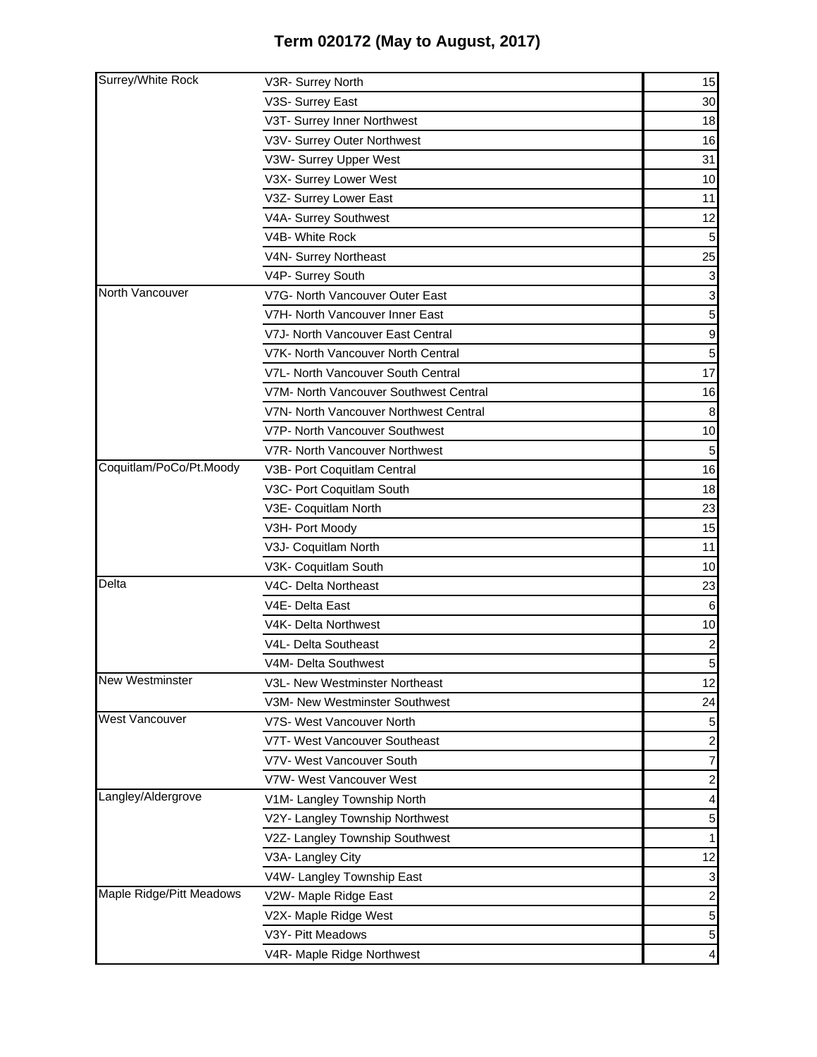# Term 020172 (May to August, 2017)

| | | |
|---|---|---|
| Surrey/White Rock | V3R- Surrey North | 15 |
| | V3S- Surrey East | 30 |
| | V3T- Surrey Inner Northwest | 18 |
| | V3V- Surrey Outer Northwest | 16 |
| | V3W- Surrey Upper West | 31 |
| | V3X- Surrey Lower West | 10 |
| | V3Z- Surrey Lower East | 11 |
| | V4A- Surrey Southwest | 12 |
| | V4B- White Rock | 5 |
| | V4N- Surrey Northeast | 25 |
| | V4P- Surrey South | 3 |
| North Vancouver | V7G- North Vancouver Outer East | 3 |
| | V7H- North Vancouver Inner East | 5 |
| | V7J- North Vancouver East Central | 9 |
| | V7K- North Vancouver North Central | 5 |
| | V7L- North Vancouver South Central | 17 |
| | V7M- North Vancouver Southwest Central | 16 |
| | V7N- North Vancouver Northwest Central | 8 |
| | V7P- North Vancouver Southwest | 10 |
| | V7R- North Vancouver Northwest | 5 |
| Coquitlam/PoCo/Pt.Moody | V3B- Port Coquitlam Central | 16 |
| | V3C- Port Coquitlam South | 18 |
| | V3E- Coquitlam North | 23 |
| | V3H- Port Moody | 15 |
| | V3J- Coquitlam North | 11 |
| | V3K- Coquitlam South | 10 |
| Delta | V4C- Delta Northeast | 23 |
| | V4E- Delta East | 6 |
| | V4K- Delta Northwest | 10 |
| | V4L- Delta Southeast | 2 |
| | V4M- Delta Southwest | 5 |
| New Westminster | V3L- New Westminster Northeast | 12 |
| | V3M- New Westminster Southwest | 24 |
| West Vancouver | V7S- West Vancouver North | 5 |
| | V7T- West Vancouver Southeast | 2 |
| | V7V- West Vancouver South | 7 |
| | V7W- West Vancouver West | 2 |
| Langley/Aldergrove | V1M- Langley Township North | 4 |
| | V2Y- Langley Township Northwest | 5 |
| | V2Z- Langley Township Southwest | 1 |
| | V3A- Langley City | 12 |
| | V4W- Langley Township East | 3 |
| Maple Ridge/Pitt Meadows | V2W- Maple Ridge East | 2 |
| | V2X- Maple Ridge West | 5 |
| | V3Y- Pitt Meadows | 5 |
| | V4R- Maple Ridge Northwest | 4 |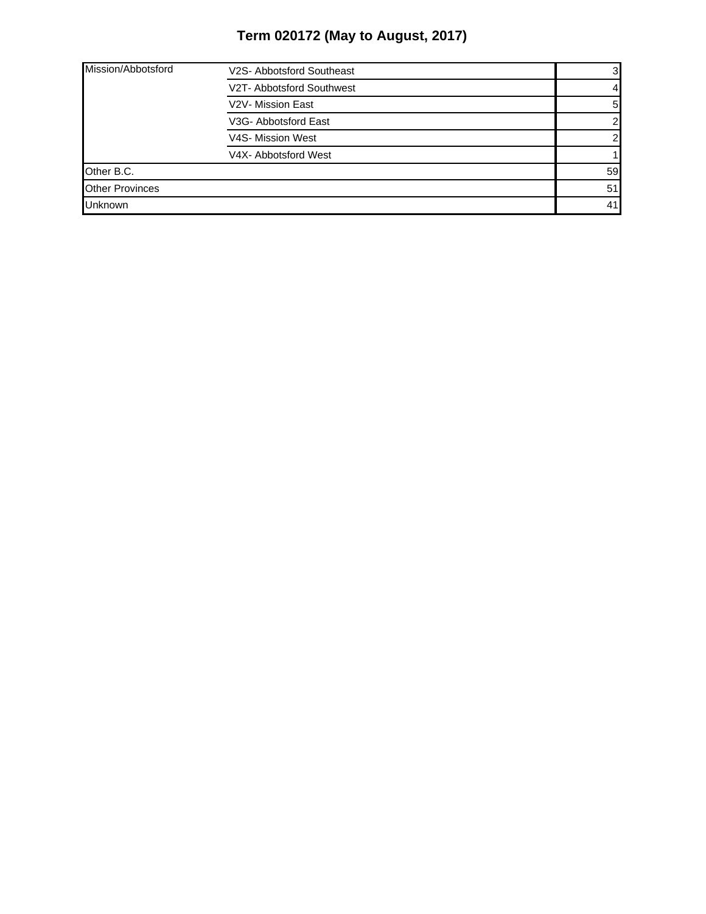# Term 020172 (May to August, 2017)

| | | |
|---|---|---|
| Mission/Abbotsford | V2S- Abbotsford Southeast | 3 |
| | V2T- Abbotsford Southwest | 4 |
| | V2V- Mission East | 5 |
| | V3G- Abbotsford East | 2 |
| | V4S- Mission West | 2 |
| | V4X- Abbotsford West | 1 |
| Other B.C. | | 59 |
| Other Provinces | | 51 |
| Unknown | | 41 |